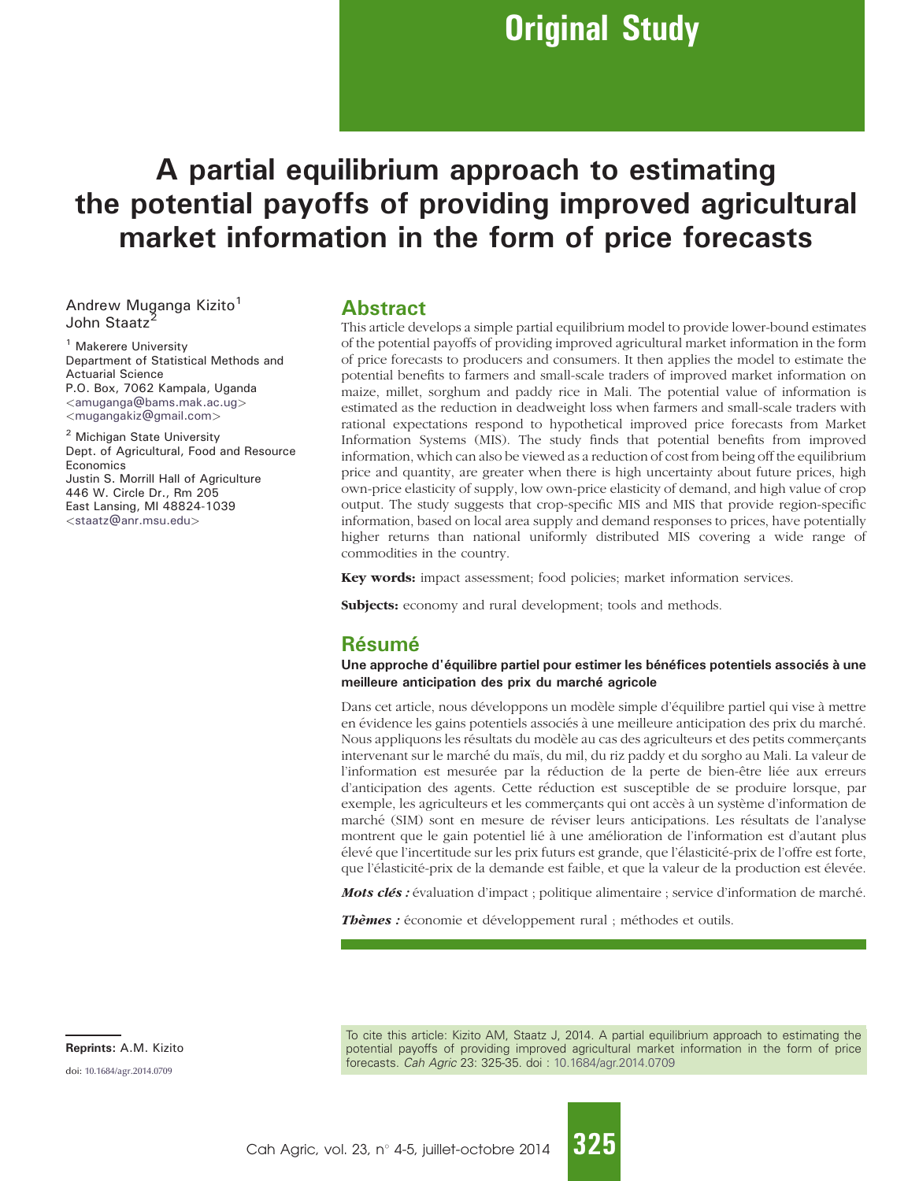Original Study

# A partial equilibrium approach to estimating the potential payoffs of providing improved agricultural market information in the form of price forecasts

Andrew Muganga Kizito[1]
John Staatz[2]

[1] Makerere University
Department of Statistical Methods and Actuarial Science
P.O. Box, 7062 Kampala, Uganda
<amuganga@bams.mak.ac.ug>
<mugangakiz@gmail.com>

[2] Michigan State University
Dept. of Agricultural, Food and Resource Economics
Justin S. Morrill Hall of Agriculture
446 W. Circle Dr., Rm 205
East Lansing, MI 48824-1039
<staatz@anr.msu.edu>

## Abstract

This article develops a simple partial equilibrium model to provide lower-bound estimates of the potential payoffs of providing improved agricultural market information in the form of price forecasts to producers and consumers. It then applies the model to estimate the potential benefits to farmers and small-scale traders of improved market information on maize, millet, sorghum and paddy rice in Mali. The potential value of information is estimated as the reduction in deadweight loss when farmers and small-scale traders with rational expectations respond to hypothetical improved price forecasts from Market Information Systems (MIS). The study finds that potential benefits from improved information, which can also be viewed as a reduction of cost from being off the equilibrium price and quantity, are greater when there is high uncertainty about future prices, high own-price elasticity of supply, low own-price elasticity of demand, and high value of crop output. The study suggests that crop-specific MIS and MIS that provide region-specific information, based on local area supply and demand responses to prices, have potentially higher returns than national uniformly distributed MIS covering a wide range of commodities in the country.

**Key words:** impact assessment; food policies; market information services.

**Subjects:** economy and rural development; tools and methods.

## Résumé

**Une approche d'équilibre partiel pour estimer les bénéfices potentiels associés à une meilleure anticipation des prix du marché agricole**

Dans cet article, nous développons un modèle simple d'équilibre partiel qui vise à mettre en évidence les gains potentiels associés à une meilleure anticipation des prix du marché. Nous appliquons les résultats du modèle au cas des agriculteurs et des petits commerçants intervenant sur le marché du maïs, du mil, du riz paddy et du sorgho au Mali. La valeur de l'information est mesurée par la réduction de la perte de bien-être liée aux erreurs d'anticipation des agents. Cette réduction est susceptible de se produire lorsque, par exemple, les agriculteurs et les commerçants qui ont accès à un système d'information de marché (SIM) sont en mesure de réviser leurs anticipations. Les résultats de l'analyse montrent que le gain potentiel lié à une amélioration de l'information est d'autant plus élevé que l'incertitude sur les prix futurs est grande, que l'élasticité-prix de l'offre est forte, que l'élasticité-prix de la demande est faible, et que la valeur de la production est élevée.

***Mots clés :*** évaluation d'impact ; politique alimentaire ; service d'information de marché.

***Thèmes :*** économie et développement rural ; méthodes et outils.

**Reprints:** A.M. Kizito

doi: 10.1684/agr.2014.0709

To cite this article: Kizito AM, Staatz J, 2014. A partial equilibrium approach to estimating the potential payoffs of providing improved agricultural market information in the form of price forecasts. *Cah Agric* 23: 325-35. doi : 10.1684/agr.2014.0709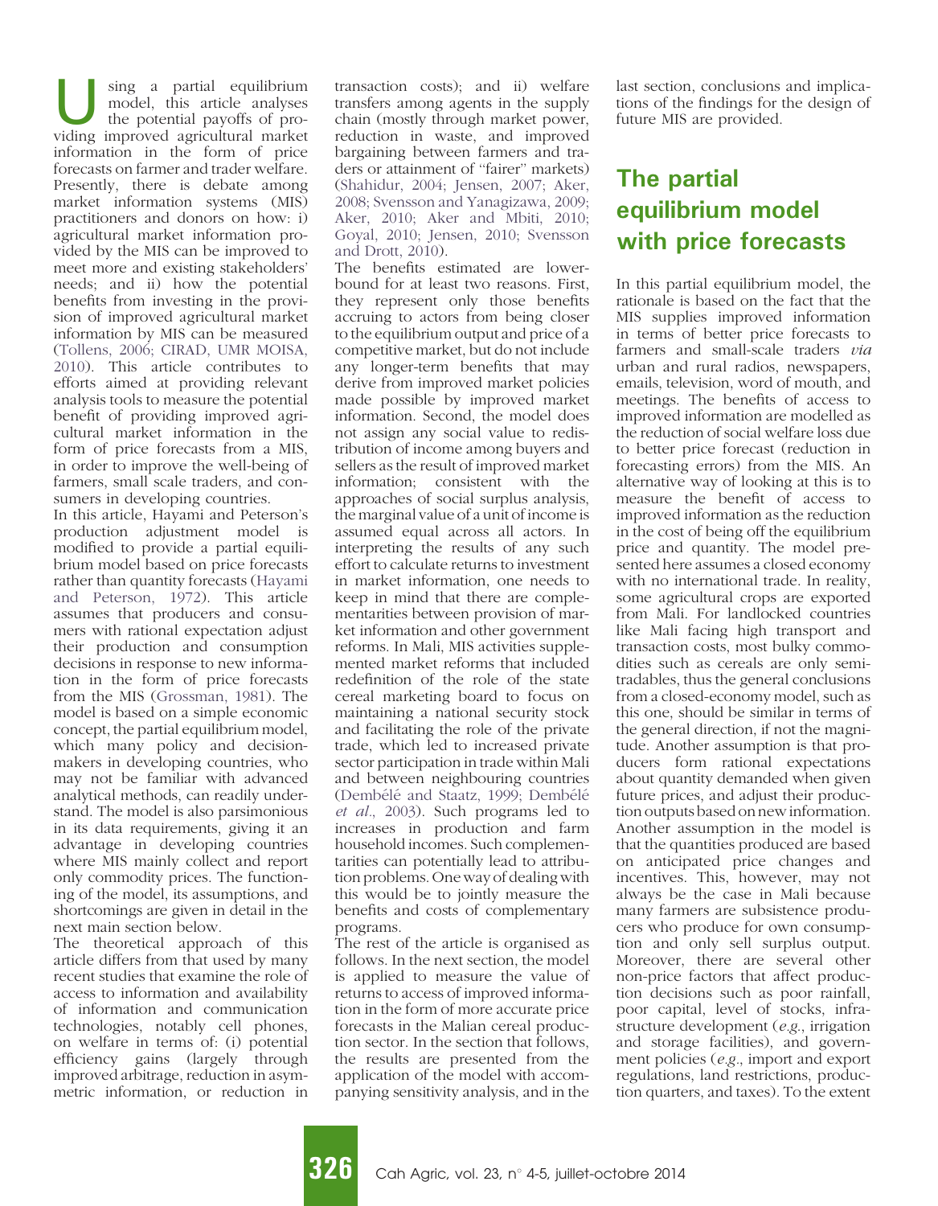Using a partial equilibrium model, this article analyses the potential payoffs of providing improved agricultural market information in the form of price forecasts on farmer and trader welfare. Presently, there is debate among market information systems (MIS) practitioners and donors on how: i) agricultural market information provided by the MIS can be improved to meet more and existing stakeholders' needs; and ii) how the potential benefits from investing in the provision of improved agricultural market information by MIS can be measured (Tollens, 2006; CIRAD, UMR MOISA, 2010). This article contributes to efforts aimed at providing relevant analysis tools to measure the potential benefit of providing improved agricultural market information in the form of price forecasts from a MIS, in order to improve the well-being of farmers, small scale traders, and consumers in developing countries.

In this article, Hayami and Peterson's production adjustment model is modified to provide a partial equilibrium model based on price forecasts rather than quantity forecasts (Hayami and Peterson, 1972). This article assumes that producers and consumers with rational expectation adjust their production and consumption decisions in response to new information in the form of price forecasts from the MIS (Grossman, 1981). The model is based on a simple economic concept, the partial equilibrium model, which many policy and decision-makers in developing countries, who may not be familiar with advanced analytical methods, can readily understand. The model is also parsimonious in its data requirements, giving it an advantage in developing countries where MIS mainly collect and report only commodity prices. The functioning of the model, its assumptions, and shortcomings are given in detail in the next main section below.

The theoretical approach of this article differs from that used by many recent studies that examine the role of access to information and availability of information and communication technologies, notably cell phones, on welfare in terms of: (i) potential efficiency gains (largely through improved arbitrage, reduction in asymmetric information, or reduction in transaction costs); and ii) welfare transfers among agents in the supply chain (mostly through market power, reduction in waste, and improved bargaining between farmers and traders or attainment of "fairer" markets) (Shahidur, 2004; Jensen, 2007; Aker, 2008; Svensson and Yanagizawa, 2009; Aker, 2010; Aker and Mbiti, 2010; Goyal, 2010; Jensen, 2010; Svensson and Drott, 2010).

The benefits estimated are lower-bound for at least two reasons. First, they represent only those benefits accruing to actors from being closer to the equilibrium output and price of a competitive market, but do not include any longer-term benefits that may derive from improved market policies made possible by improved market information. Second, the model does not assign any social value to redistribution of income among buyers and sellers as the result of improved market information; consistent with the approaches of social surplus analysis, the marginal value of a unit of income is assumed equal across all actors. In interpreting the results of any such effort to calculate returns to investment in market information, one needs to keep in mind that there are complementarities between provision of market information and other government reforms. In Mali, MIS activities supplemented market reforms that included redefinition of the role of the state cereal marketing board to focus on maintaining a national security stock and facilitating the role of the private trade, which led to increased private sector participation in trade within Mali and between neighbouring countries (Dembélé and Staatz, 1999; Dembélé *et al*., 2003). Such programs led to increases in production and farm household incomes. Such complementarities can potentially lead to attribution problems. One way of dealing with this would be to jointly measure the benefits and costs of complementary programs.

The rest of the article is organised as follows. In the next section, the model is applied to measure the value of returns to access of improved information in the form of more accurate price forecasts in the Malian cereal production sector. In the section that follows, the results are presented from the application of the model with accompanying sensitivity analysis, and in the last section, conclusions and implications of the findings for the design of future MIS are provided.

## The partial equilibrium model with price forecasts

In this partial equilibrium model, the rationale is based on the fact that the MIS supplies improved information in terms of better price forecasts to farmers and small-scale traders *via* urban and rural radios, newspapers, emails, television, word of mouth, and meetings. The benefits of access to improved information are modelled as the reduction of social welfare loss due to better price forecast (reduction in forecasting errors) from the MIS. An alternative way of looking at this is to measure the benefit of access to improved information as the reduction in the cost of being off the equilibrium price and quantity. The model presented here assumes a closed economy with no international trade. In reality, some agricultural crops are exported from Mali. For landlocked countries like Mali facing high transport and transaction costs, most bulky commodities such as cereals are only semi-tradables, thus the general conclusions from a closed-economy model, such as this one, should be similar in terms of the general direction, if not the magnitude. Another assumption is that producers form rational expectations about quantity demanded when given future prices, and adjust their production outputs based on new information. Another assumption in the model is that the quantities produced are based on anticipated price changes and incentives. This, however, may not always be the case in Mali because many farmers are subsistence producers who produce for own consumption and only sell surplus output. Moreover, there are several other non-price factors that affect production decisions such as poor rainfall, poor capital, level of stocks, infrastructure development (*e.g.*, irrigation and storage facilities), and government policies (*e.g.*, import and export regulations, land restrictions, production quarters, and taxes). To the extent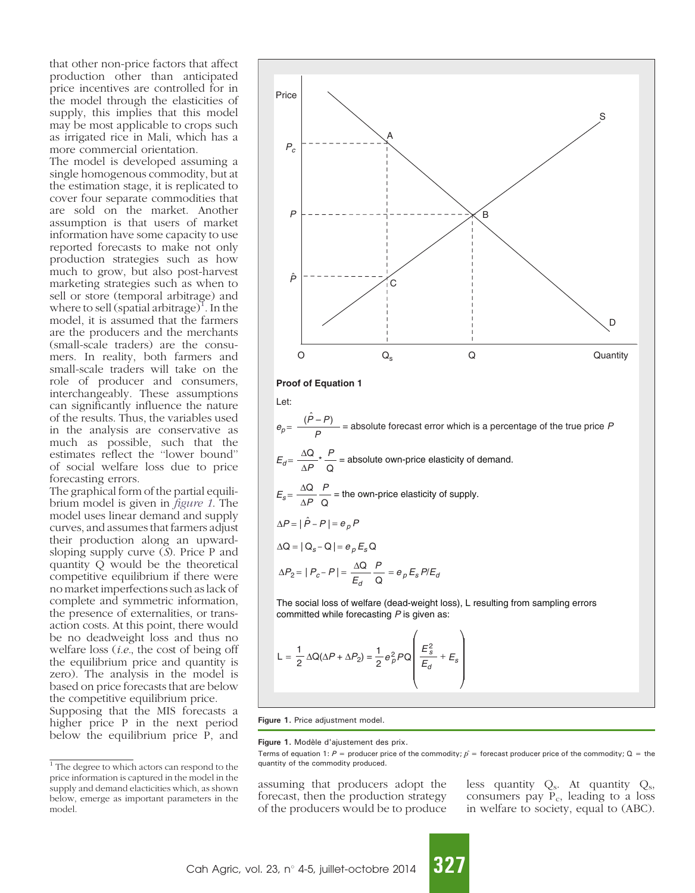that other non-price factors that affect production other than anticipated price incentives are controlled for in the model through the elasticities of supply, this implies that this model may be most applicable to crops such as irrigated rice in Mali, which has a more commercial orientation.

The model is developed assuming a single homogenous commodity, but at the estimation stage, it is replicated to cover four separate commodities that are sold on the market. Another assumption is that users of market information have some capacity to use reported forecasts to make not only production strategies such as how much to grow, but also post-harvest marketing strategies such as when to sell or store (temporal arbitrage) and where to sell (spatial arbitrage)[1]. In the model, it is assumed that the farmers are the producers and the merchants (small-scale traders) are the consumers. In reality, both farmers and small-scale traders will take on the role of producer and consumers, interchangeably. These assumptions can significantly influence the nature of the results. Thus, the variables used in the analysis are conservative as much as possible, such that the estimates reflect the "lower bound" of social welfare loss due to price forecasting errors.

The graphical form of the partial equilibrium model is given in *figure 1*. The model uses linear demand and supply curves, and assumes that farmers adjust their production along an upward-sloping supply curve (*S*). Price P and quantity Q would be the theoretical competitive equilibrium if there were no market imperfections such as lack of complete and symmetric information, the presence of externalities, or transaction costs. At this point, there would be no deadweight loss and thus no welfare loss (*i.e.*, the cost of being off the equilibrium price and quantity is zero). The analysis in the model is based on price forecasts that are below the competitive equilibrium price.

Supposing that the MIS forecasts a higher price P in the next period below the equilibrium price P, and assuming that producers adopt the forecast, then the production strategy of the producers would be to produce less quantity $Q_s$. At quantity $Q_s$, consumers pay $P_c$, leading to a loss in welfare to society, equal to (ABC).

**Proof of Equation 1**

Let:

$$e_p = \frac{(\hat{P} - P)}{P} = \text{absolute forecast error which is a percentage of the true price } P$$

$$E_d = \frac{\Delta Q}{\Delta P} * \frac{P}{Q} = \text{absolute own-price elasticity of demand.}$$

$$E_s = \frac{\Delta Q}{\Delta P}\frac{P}{Q} = \text{the own-price elasticity of supply.}$$

$$\Delta P = |\hat{P} - P| = e_p P$$

$$\Delta Q = |Q_s - Q| = e_p E_s Q$$

$$\Delta P_2 = |P_c - P| = \frac{\Delta Q}{E_d}\frac{P}{Q} = e_p E_s P / E_d$$

The social loss of welfare (dead-weight loss), L resulting from sampling errors committed while forecasting $P$ is given as:

$$L = \frac{1}{2}\Delta Q(\Delta P + \Delta P_2) = \frac{1}{2}e_p^2 PQ\left(\frac{E_s^2}{E_d} + E_s\right)$$

**Figure 1.** Price adjustment model.

**Figure 1.** Modèle d'ajustement des prix.

Terms of equation 1: $P$ = producer price of the commodity; $\hat{P}$ = forecast producer price of the commodity; Q = the quantity of the commodity produced.

[1] The degree to which actors can respond to the price information is captured in the model in the supply and demand elasticities which, as shown below, emerge as important parameters in the model.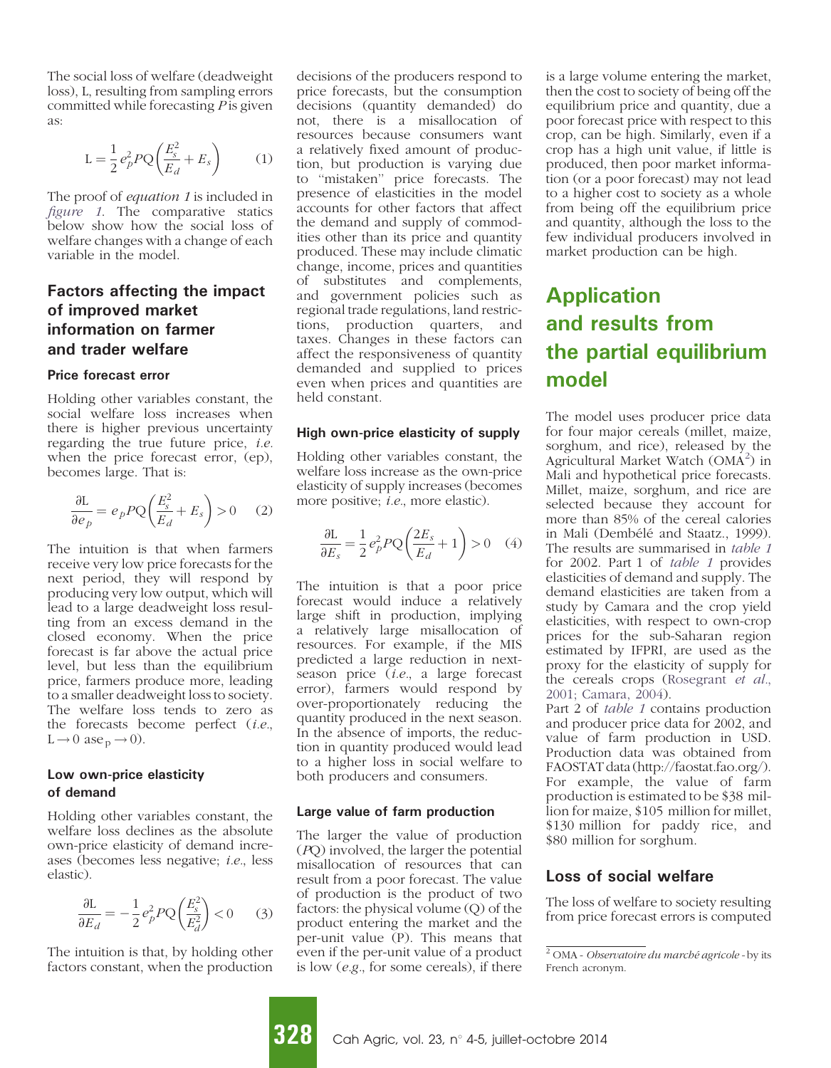The social loss of welfare (deadweight loss), L, resulting from sampling errors committed while forecasting $P$ is given as:

$$L = \frac{1}{2} e_p^2 PQ \left( \frac{E_s^2}{E_d} + E_s \right) \quad (1)$$

The proof of *equation 1* is included in *figure 1*. The comparative statics below show how the social loss of welfare changes with a change of each variable in the model.

## Factors affecting the impact of improved market information on farmer and trader welfare

### Price forecast error

Holding other variables constant, the social welfare loss increases when there is higher previous uncertainty regarding the true future price, *i.e.* when the price forecast error, (ep), becomes large. That is:

$$\frac{\partial L}{\partial e_p} = e_p PQ \left( \frac{E_s^2}{E_d} + E_s \right) > 0 \quad (2)$$

The intuition is that when farmers receive very low price forecasts for the next period, they will respond by producing very low output, which will lead to a large deadweight loss resulting from an excess demand in the closed economy. When the price forecast is far above the actual price level, but less than the equilibrium price, farmers produce more, leading to a smaller deadweight loss to society. The welfare loss tends to zero as the forecasts become perfect (*i.e.*, $L \rightarrow 0$ as $e_p \rightarrow 0$).

### Low own-price elasticity of demand

Holding other variables constant, the welfare loss declines as the absolute own-price elasticity of demand increases (becomes less negative; *i.e.*, less elastic).

$$\frac{\partial L}{\partial E_d} = -\frac{1}{2} e_p^2 PQ \left( \frac{E_s^2}{E_d^2} \right) < 0 \quad (3)$$

The intuition is that, by holding other factors constant, when the production decisions of the producers respond to price forecasts, but the consumption decisions (quantity demanded) do not, there is a misallocation of resources because consumers want a relatively fixed amount of production, but production is varying due to "mistaken" price forecasts. The presence of elasticities in the model accounts for other factors that affect the demand and supply of commodities other than its price and quantity produced. These may include climatic change, income, prices and quantities of substitutes and complements, and government policies such as regional trade regulations, land restrictions, production quarters, and taxes. Changes in these factors can affect the responsiveness of quantity demanded and supplied to prices even when prices and quantities are held constant.

### High own-price elasticity of supply

Holding other variables constant, the welfare loss increase as the own-price elasticity of supply increases (becomes more positive; *i.e.*, more elastic).

$$\frac{\partial L}{\partial E_s} = \frac{1}{2} e_p^2 PQ \left( \frac{2E_s}{E_d} + 1 \right) > 0 \quad (4)$$

The intuition is that a poor price forecast would induce a relatively large shift in production, implying a relatively large misallocation of resources. For example, if the MIS predicted a large reduction in next-season price (*i.e.*, a large forecast error), farmers would respond by over-proportionately reducing the quantity produced in the next season. In the absence of imports, the reduction in quantity produced would lead to a higher loss in social welfare to both producers and consumers.

### Large value of farm production

The larger the value of production ($PQ$) involved, the larger the potential misallocation of resources that can result from a poor forecast. The value of production is the product of two factors: the physical volume (Q) of the product entering the market and the per-unit value (P). This means that even if the per-unit value of a product is low (*e.g.*, for some cereals), if there is a large volume entering the market, then the cost to society of being off the equilibrium price and quantity, due a poor forecast price with respect to this crop, can be high. Similarly, even if a crop has a high unit value, if little is produced, then poor market information (or a poor forecast) may not lead to a higher cost to society as a whole from being off the equilibrium price and quantity, although the loss to the few individual producers involved in market production can be high.

# Application and results from the partial equilibrium model

The model uses producer price data for four major cereals (millet, maize, sorghum, and rice), released by the Agricultural Market Watch (OMA[2]) in Mali and hypothetical price forecasts. Millet, maize, sorghum, and rice are selected because they account for more than 85% of the cereal calories in Mali (Dembélé and Staatz., 1999). The results are summarised in *table 1* for 2002. Part 1 of *table 1* provides elasticities of demand and supply. The demand elasticities are taken from a study by Camara and the crop yield elasticities, with respect to own-crop prices for the sub-Saharan region estimated by IFPRI, are used as the proxy for the elasticity of supply for the cereals crops (Rosegrant *et al.*, 2001; Camara, 2004).

Part 2 of *table 1* contains production and producer price data for 2002, and value of farm production in USD. Production data was obtained from FAOSTAT data (http://faostat.fao.org/). For example, the value of farm production is estimated to be \$38 million for maize, \$105 million for millet, \$130 million for paddy rice, and \$80 million for sorghum.

### Loss of social welfare

The loss of welfare to society resulting from price forecast errors is computed

[2] OMA - *Observatoire du marché agricole* - by its French acronym.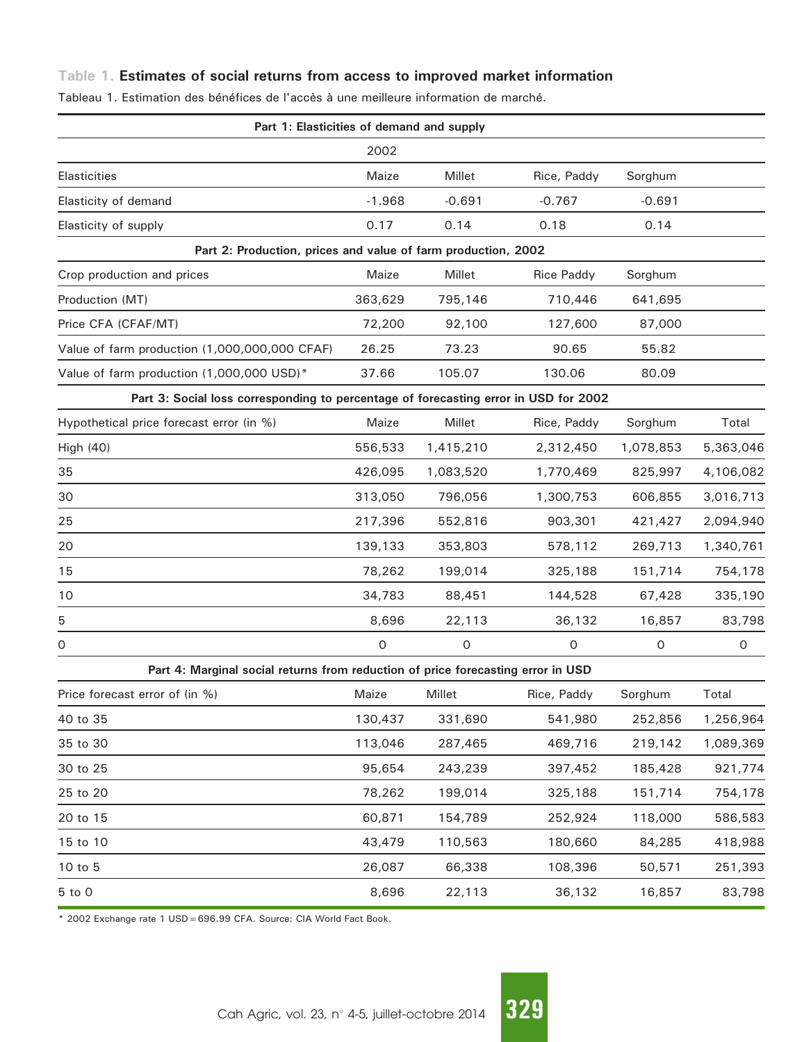**Table 1. Estimates of social returns from access to improved market information**

Tableau 1. Estimation des bénéfices de l'accès à une meilleure information de marché.

| Part 1: Elasticities of demand and supply | | | | | |
|---|---|---|---|---|---|
| | 2002 | | | | |
| Elasticities | Maize | Millet | Rice, Paddy | Sorghum | |
| Elasticity of demand | -1.968 | -0.691 | -0.767 | -0.691 | |
| Elasticity of supply | 0.17 | 0.14 | 0.18 | 0.14 | |
| **Part 2: Production, prices and value of farm production, 2002** | | | | | |
| Crop production and prices | Maize | Millet | Rice Paddy | Sorghum | |
| Production (MT) | 363,629 | 795,146 | 710,446 | 641,695 | |
| Price CFA (CFAF/MT) | 72,200 | 92,100 | 127,600 | 87,000 | |
| Value of farm production (1,000,000,000 CFAF) | 26.25 | 73.23 | 90.65 | 55.82 | |
| Value of farm production (1,000,000 USD)* | 37.66 | 105.07 | 130.06 | 80.09 | |
| **Part 3: Social loss corresponding to percentage of forecasting error in USD for 2002** | | | | | |
| Hypothetical price forecast error (in %) | Maize | Millet | Rice, Paddy | Sorghum | Total |
| High (40) | 556,533 | 1,415,210 | 2,312,450 | 1,078,853 | 5,363,046 |
| 35 | 426,095 | 1,083,520 | 1,770,469 | 825,997 | 4,106,082 |
| 30 | 313,050 | 796,056 | 1,300,753 | 606,855 | 3,016,713 |
| 25 | 217,396 | 552,816 | 903,301 | 421,427 | 2,094,940 |
| 20 | 139,133 | 353,803 | 578,112 | 269,713 | 1,340,761 |
| 15 | 78,262 | 199,014 | 325,188 | 151,714 | 754,178 |
| 10 | 34,783 | 88,451 | 144,528 | 67,428 | 335,190 |
| 5 | 8,696 | 22,113 | 36,132 | 16,857 | 83,798 |
| 0 | 0 | 0 | 0 | 0 | 0 |
| **Part 4: Marginal social returns from reduction of price forecasting error in USD** | | | | | |
| Price forecast error of (in %) | Maize | Millet | Rice, Paddy | Sorghum | Total |
| 40 to 35 | 130,437 | 331,690 | 541,980 | 252,856 | 1,256,964 |
| 35 to 30 | 113,046 | 287,465 | 469,716 | 219,142 | 1,089,369 |
| 30 to 25 | 95,654 | 243,239 | 397,452 | 185,428 | 921,774 |
| 25 to 20 | 78,262 | 199,014 | 325,188 | 151,714 | 754,178 |
| 20 to 15 | 60,871 | 154,789 | 252,924 | 118,000 | 586,583 |
| 15 to 10 | 43,479 | 110,563 | 180,660 | 84,285 | 418,988 |
| 10 to 5 | 26,087 | 66,338 | 108,396 | 50,571 | 251,393 |
| 5 to 0 | 8,696 | 22,113 | 36,132 | 16,857 | 83,798 |

* 2002 Exchange rate 1 USD = 696.99 CFA. Source: CIA World Fact Book.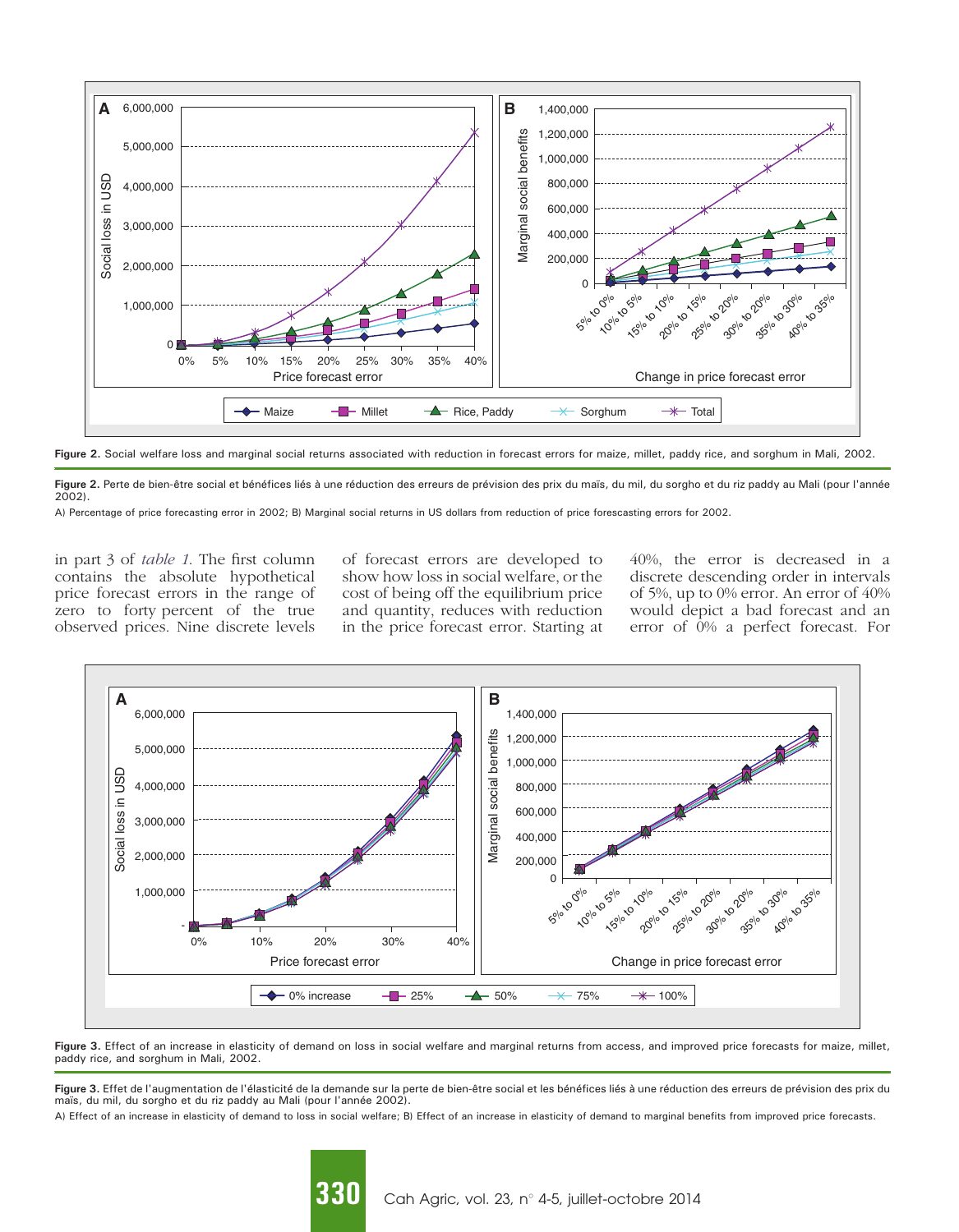Figure 2. Social welfare loss and marginal social returns associated with reduction in forecast errors for maize, millet, paddy rice, and sorghum in Mali, 2002.

Figure 2. Perte de bien-être social et bénéfices liés à une réduction des erreurs de prévision des prix du maïs, du mil, du sorgho et du riz paddy au Mali (pour l'année 2002).

A) Percentage of price forecasting error in 2002; B) Marginal social returns in US dollars from reduction of price forescasting errors for 2002.

in part 3 of *table 1*. The first column contains the absolute hypothetical price forecast errors in the range of zero to forty percent of the true observed prices. Nine discrete levels of forecast errors are developed to show how loss in social welfare, or the cost of being off the equilibrium price and quantity, reduces with reduction in the price forecast error. Starting at 40%, the error is decreased in a discrete descending order in intervals of 5%, up to 0% error. An error of 40% would depict a bad forecast and an error of 0% a perfect forecast. For

Figure 3. Effect of an increase in elasticity of demand on loss in social welfare and marginal returns from access, and improved price forecasts for maize, millet, paddy rice, and sorghum in Mali, 2002.

Figure 3. Effet de l'augmentation de l'élasticité de la demande sur la perte de bien-être social et les bénéfices liés à une réduction des erreurs de prévision des prix du maïs, du mil, du sorgho et du riz paddy au Mali (pour l'année 2002).

A) Effect of an increase in elasticity of demand to loss in social welfare; B) Effect of an increase in elasticity of demand to marginal benefits from improved price forecasts.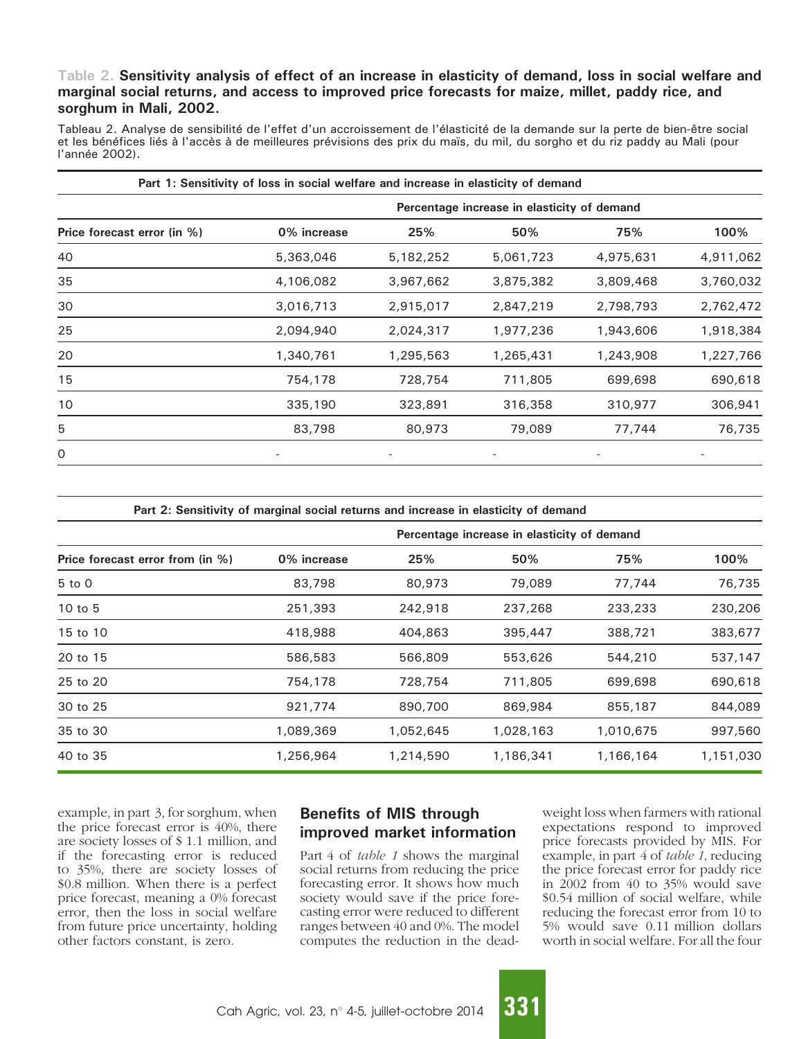**Table 2. Sensitivity analysis of effect of an increase in elasticity of demand, loss in social welfare and marginal social returns, and access to improved price forecasts for maize, millet, paddy rice, and sorghum in Mali, 2002.**

Tableau 2. Analyse de sensibilité de l'effet d'un accroissement de l'élasticité de la demande sur la perte de bien-être social et les bénéfices liés à l'accès à de meilleures prévisions des prix du maïs, du mil, du sorgho et du riz paddy au Mali (pour l'année 2002).

| **Part 1: Sensitivity of loss in social welfare and increase in elasticity of demand** | | | | | |
|---|---|---|---|---|---|
| | **Percentage increase in elasticity of demand** | | | | |
| **Price forecast error (in %)** | **0% increase** | **25%** | **50%** | **75%** | **100%** |
| 40 | 5,363,046 | 5,182,252 | 5,061,723 | 4,975,631 | 4,911,062 |
| 35 | 4,106,082 | 3,967,662 | 3,875,382 | 3,809,468 | 3,760,032 |
| 30 | 3,016,713 | 2,915,017 | 2,847,219 | 2,798,793 | 2,762,472 |
| 25 | 2,094,940 | 2,024,317 | 1,977,236 | 1,943,606 | 1,918,384 |
| 20 | 1,340,761 | 1,295,563 | 1,265,431 | 1,243,908 | 1,227,766 |
| 15 | 754,178 | 728,754 | 711,805 | 699,698 | 690,618 |
| 10 | 335,190 | 323,891 | 316,358 | 310,977 | 306,941 |
| 5 | 83,798 | 80,973 | 79,089 | 77,744 | 76,735 |
| 0 | - | - | - | - | - |

| **Part 2: Sensitivity of marginal social returns and increase in elasticity of demand** | | | | | |
|---|---|---|---|---|---|
| | **Percentage increase in elasticity of demand** | | | | |
| **Price forecast error from (in %)** | **0% increase** | **25%** | **50%** | **75%** | **100%** |
| 5 to 0 | 83,798 | 80,973 | 79,089 | 77,744 | 76,735 |
| 10 to 5 | 251,393 | 242,918 | 237,268 | 233,233 | 230,206 |
| 15 to 10 | 418,988 | 404,863 | 395,447 | 388,721 | 383,677 |
| 20 to 15 | 586,583 | 566,809 | 553,626 | 544,210 | 537,147 |
| 25 to 20 | 754,178 | 728,754 | 711,805 | 699,698 | 690,618 |
| 30 to 25 | 921,774 | 890,700 | 869,984 | 855,187 | 844,089 |
| 35 to 30 | 1,089,369 | 1,052,645 | 1,028,163 | 1,010,675 | 997,560 |
| 40 to 35 | 1,256,964 | 1,214,590 | 1,186,341 | 1,166,164 | 1,151,030 |

example, in part 3, for sorghum, when the price forecast error is 40%, there are society losses of $ 1.1 million, and if the forecasting error is reduced to 35%, there are society losses of $0.8 million. When there is a perfect price forecast, meaning a 0% forecast error, then the loss in social welfare from future price uncertainty, holding other factors constant, is zero.

## Benefits of MIS through improved market information

Part 4 of *table 1* shows the marginal social returns from reducing the price forecasting error. It shows how much society would save if the price forecasting error were reduced to different ranges between 40 and 0%. The model computes the reduction in the deadweight loss when farmers with rational expectations respond to improved price forecasts provided by MIS. For example, in part 4 of *table 1*, reducing the price forecast error for paddy rice in 2002 from 40 to 35% would save $0.54 million of social welfare, while reducing the forecast error from 10 to 5% would save 0.11 million dollars worth in social welfare. For all the four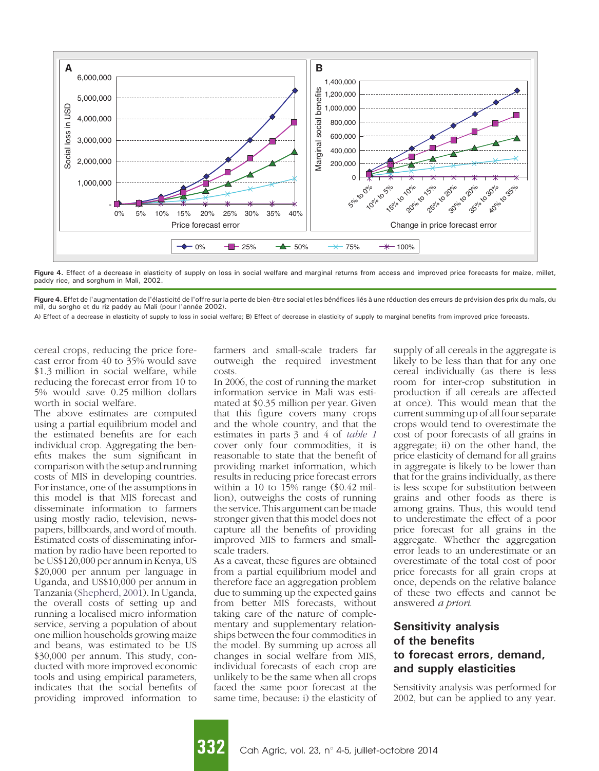Figure 4. Effect of a decrease in elasticity of supply on loss in social welfare and marginal returns from access and improved price forecasts for maize, millet, paddy rice, and sorghum in Mali, 2002.

Figure 4. Effet de l'augmentation de l'élasticité de l'offre sur la perte de bien-être social et les bénéfices liés à une réduction des erreurs de prévision des prix du maïs, du mil, du sorgho et du riz paddy au Mali (pour l'année 2002).

A) Effect of a decrease in elasticity of supply to loss in social welfare; B) Effect of decrease in elasticity of supply to marginal benefits from improved price forecasts.

cereal crops, reducing the price forecast error from 40 to 35% would save $1.3 million in social welfare, while reducing the forecast error from 10 to 5% would save 0.25 million dollars worth in social welfare.

The above estimates are computed using a partial equilibrium model and the estimated benefits are for each individual crop. Aggregating the benefits makes the sum significant in comparison with the setup and running costs of MIS in developing countries. For instance, one of the assumptions in this model is that MIS forecast and disseminate information to farmers using mostly radio, television, newspapers, billboards, and word of mouth. Estimated costs of disseminating information by radio have been reported to be US$120,000 per annum in Kenya, US $20,000 per annum per language in Uganda, and US$10,000 per annum in Tanzania (Shepherd, 2001). In Uganda, the overall costs of setting up and running a localised micro information service, serving a population of about one million households growing maize and beans, was estimated to be US $30,000 per annum. This study, conducted with more improved economic tools and using empirical parameters, indicates that the social benefits of providing improved information to farmers and small-scale traders far outweigh the required investment costs.

In 2006, the cost of running the market information service in Mali was estimated at $0.35 million per year. Given that this figure covers many crops and the whole country, and that the estimates in parts 3 and 4 of *table 1* cover only four commodities, it is reasonable to state that the benefit of providing market information, which results in reducing price forecast errors within a 10 to 15% range ($0.42 million), outweighs the costs of running the service. This argument can be made stronger given that this model does not capture all the benefits of providing improved MIS to farmers and small-scale traders.

As a caveat, these figures are obtained from a partial equilibrium model and therefore face an aggregation problem due to summing up the expected gains from better MIS forecasts, without taking care of the nature of complementary and supplementary relationships between the four commodities in the model. By summing up across all changes in social welfare from MIS, individual forecasts of each crop are unlikely to be the same when all crops faced the same poor forecast at the same time, because: i) the elasticity of supply of all cereals in the aggregate is likely to be less than that for any one cereal individually (as there is less room for inter-crop substitution in production if all cereals are affected at once). This would mean that the current summing up of all four separate crops would tend to overestimate the cost of poor forecasts of all grains in aggregate; ii) on the other hand, the price elasticity of demand for all grains in aggregate is likely to be lower than that for the grains individually, as there is less scope for substitution between grains and other foods as there is among grains. Thus, this would tend to underestimate the effect of a poor price forecast for all grains in the aggregate. Whether the aggregation error leads to an underestimate or an overestimate of the total cost of poor price forecasts for all grain crops at once, depends on the relative balance of these two effects and cannot be answered *a priori*.

## Sensitivity analysis of the benefits to forecast errors, demand, and supply elasticities

Sensitivity analysis was performed for 2002, but can be applied to any year.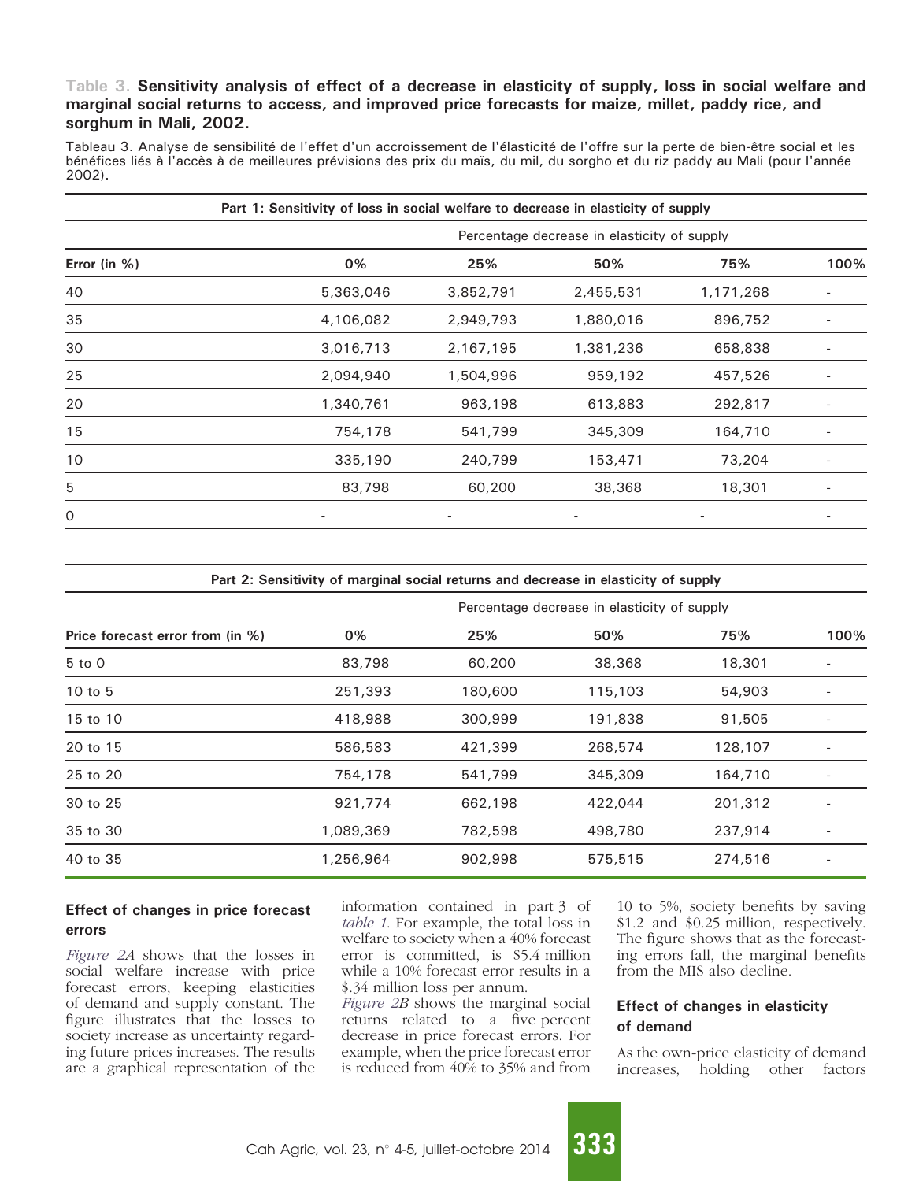**Table 3. Sensitivity analysis of effect of a decrease in elasticity of supply, loss in social welfare and marginal social returns to access, and improved price forecasts for maize, millet, paddy rice, and sorghum in Mali, 2002.**

Tableau 3. Analyse de sensibilité de l'effet d'un accroissement de l'élasticité de l'offre sur la perte de bien-être social et les bénéfices liés à l'accès à de meilleures prévisions des prix du maïs, du mil, du sorgho et du riz paddy au Mali (pour l'année 2002).

| Part 1: Sensitivity of loss in social welfare to decrease in elasticity of supply | | | | | |
|---|---|---|---|---|---|
| | Percentage decrease in elasticity of supply | | | | |
| Error (in %) | 0% | 25% | 50% | 75% | 100% |
| 40 | 5,363,046 | 3,852,791 | 2,455,531 | 1,171,268 | - |
| 35 | 4,106,082 | 2,949,793 | 1,880,016 | 896,752 | - |
| 30 | 3,016,713 | 2,167,195 | 1,381,236 | 658,838 | - |
| 25 | 2,094,940 | 1,504,996 | 959,192 | 457,526 | - |
| 20 | 1,340,761 | 963,198 | 613,883 | 292,817 | - |
| 15 | 754,178 | 541,799 | 345,309 | 164,710 | - |
| 10 | 335,190 | 240,799 | 153,471 | 73,204 | - |
| 5 | 83,798 | 60,200 | 38,368 | 18,301 | - |
| 0 | - | - | - | - | - |

| Part 2: Sensitivity of marginal social returns and decrease in elasticity of supply | | | | | |
|---|---|---|---|---|---|
| | Percentage decrease in elasticity of supply | | | | |
| Price forecast error from (in %) | 0% | 25% | 50% | 75% | 100% |
| 5 to 0 | 83,798 | 60,200 | 38,368 | 18,301 | - |
| 10 to 5 | 251,393 | 180,600 | 115,103 | 54,903 | - |
| 15 to 10 | 418,988 | 300,999 | 191,838 | 91,505 | - |
| 20 to 15 | 586,583 | 421,399 | 268,574 | 128,107 | - |
| 25 to 20 | 754,178 | 541,799 | 345,309 | 164,710 | - |
| 30 to 25 | 921,774 | 662,198 | 422,044 | 201,312 | - |
| 35 to 30 | 1,089,369 | 782,598 | 498,780 | 237,914 | - |
| 40 to 35 | 1,256,964 | 902,998 | 575,515 | 274,516 | - |

### Effect of changes in price forecast errors

*Figure 2A* shows that the losses in social welfare increase with price forecast errors, keeping elasticities of demand and supply constant. The figure illustrates that the losses to society increase as uncertainty regarding future prices increases. The results are a graphical representation of the information contained in part 3 of *table 1*. For example, the total loss in welfare to society when a 40% forecast error is committed, is $5.4 million while a 10% forecast error results in a $.34 million loss per annum.

*Figure 2B* shows the marginal social returns related to a five percent decrease in price forecast errors. For example, when the price forecast error is reduced from 40% to 35% and from 10 to 5%, society benefits by saving $1.2 and $0.25 million, respectively. The figure shows that as the forecasting errors fall, the marginal benefits from the MIS also decline.

### Effect of changes in elasticity of demand

As the own-price elasticity of demand increases, holding other factors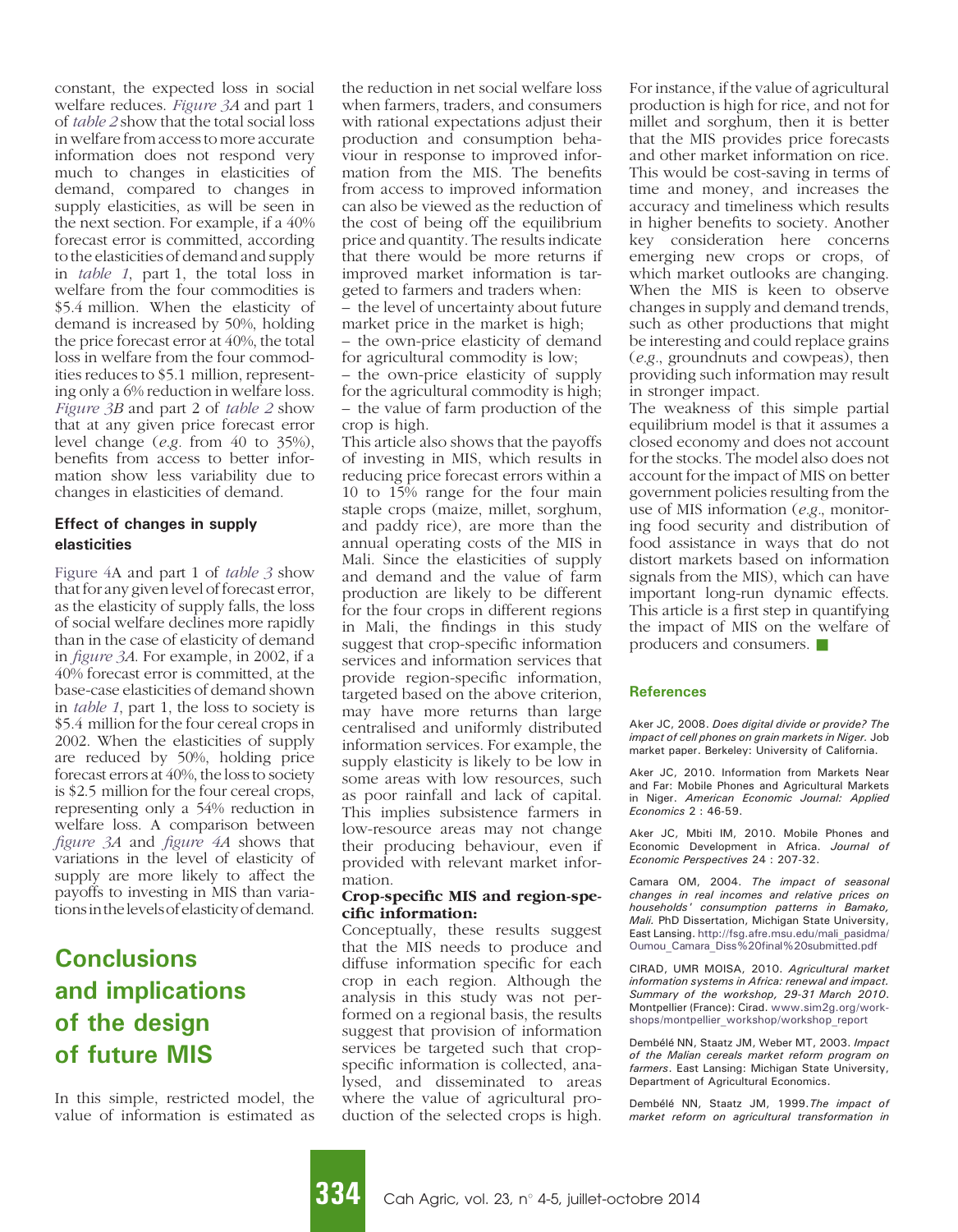constant, the expected loss in social welfare reduces. *Figure 3A* and part 1 of *table 2* show that the total social loss in welfare from access to more accurate information does not respond very much to changes in elasticities of demand, compared to changes in supply elasticities, as will be seen in the next section. For example, if a 40% forecast error is committed, according to the elasticities of demand and supply in *table 1*, part 1, the total loss in welfare from the four commodities is $5.4 million. When the elasticity of demand is increased by 50%, holding the price forecast error at 40%, the total loss in welfare from the four commodities reduces to $5.1 million, representing only a 6% reduction in welfare loss. *Figure 3B* and part 2 of *table 2* show that at any given price forecast error level change (*e.g.* from 40 to 35%), benefits from access to better information show less variability due to changes in elasticities of demand.

#### Effect of changes in supply elasticities

Figure 4A and part 1 of *table 3* show that for any given level of forecast error, as the elasticity of supply falls, the loss of social welfare declines more rapidly than in the case of elasticity of demand in *figure 3A*. For example, in 2002, if a 40% forecast error is committed, at the base-case elasticities of demand shown in *table 1*, part 1, the loss to society is $5.4 million for the four cereal crops in 2002. When the elasticities of supply are reduced by 50%, holding price forecast errors at 40%, the loss to society is $2.5 million for the four cereal crops, representing only a 54% reduction in welfare loss. A comparison between *figure 3A* and *figure 4A* shows that variations in the level of elasticity of supply are more likely to affect the payoffs to investing in MIS than variations in the levels of elasticity of demand.

## Conclusions and implications of the design of future MIS

In this simple, restricted model, the value of information is estimated as the reduction in net social welfare loss when farmers, traders, and consumers with rational expectations adjust their production and consumption behaviour in response to improved information from the MIS. The benefits from access to improved information can also be viewed as the reduction of the cost of being off the equilibrium price and quantity. The results indicate that there would be more returns if improved market information is targeted to farmers and traders when:

– the level of uncertainty about future market price in the market is high;
– the own-price elasticity of demand for agricultural commodity is low;
– the own-price elasticity of supply for the agricultural commodity is high;
– the value of farm production of the crop is high.

This article also shows that the payoffs of investing in MIS, which results in reducing price forecast errors within a 10 to 15% range for the four main staple crops (maize, millet, sorghum, and paddy rice), are more than the annual operating costs of the MIS in Mali. Since the elasticities of supply and demand and the value of farm production are likely to be different for the four crops in different regions in Mali, the findings in this study suggest that crop-specific information services and information services that provide region-specific information, targeted based on the above criterion, may have more returns than large centralised and uniformly distributed information services. For example, the supply elasticity is likely to be low in some areas with low resources, such as poor rainfall and lack of capital. This implies subsistence farmers in low-resource areas may not change their producing behaviour, even if provided with relevant market information.

**Crop-specific MIS and region-specific information:**
Conceptually, these results suggest that the MIS needs to produce and diffuse information specific for each crop in each region. Although the analysis in this study was not performed on a regional basis, the results suggest that provision of information services be targeted such that crop-specific information is collected, analysed, and disseminated to areas where the value of agricultural production of the selected crops is high. For instance, if the value of agricultural production is high for rice, and not for millet and sorghum, then it is better that the MIS provides price forecasts and other market information on rice. This would be cost-saving in terms of time and money, and increases the accuracy and timeliness which results in higher benefits to society. Another key consideration here concerns emerging new crops or crops, of which market outlooks are changing. When the MIS is keen to observe changes in supply and demand trends, such as other productions that might be interesting and could replace grains (*e.g.*, groundnuts and cowpeas), then providing such information may result in stronger impact.

The weakness of this simple partial equilibrium model is that it assumes a closed economy and does not account for the stocks. The model also does not account for the impact of MIS on better government policies resulting from the use of MIS information (*e.g.*, monitoring food security and distribution of food assistance in ways that do not distort markets based on information signals from the MIS), which can have important long-run dynamic effects. This article is a first step in quantifying the impact of MIS on the welfare of producers and consumers. ■

### References

Aker JC, 2008. *Does digital divide or provide? The impact of cell phones on grain markets in Niger.* Job market paper. Berkeley: University of California.

Aker JC, 2010. Information from Markets Near and Far: Mobile Phones and Agricultural Markets in Niger. *American Economic Journal: Applied Economics* 2 : 46-59.

Aker JC, Mbiti IM, 2010. Mobile Phones and Economic Development in Africa. *Journal of Economic Perspectives* 24 : 207-32.

Camara OM, 2004. *The impact of seasonal changes in real incomes and relative prices on households' consumption patterns in Bamako, Mali.* PhD Dissertation, Michigan State University, East Lansing. http://fsg.afre.msu.edu/mali_pasidma/Oumou_Camara_Diss%20final%20submitted.pdf

CIRAD, UMR MOISA, 2010. *Agricultural market information systems in Africa: renewal and impact. Summary of the workshop, 29-31 March 2010.* Montpellier (France): Cirad. www.sim2g.org/workshops/montpellier_workshop/workshop_report

Dembélé NN, Staatz JM, Weber MT, 2003. *Impact of the Malian cereals market reform program on farmers.* East Lansing: Michigan State University, Department of Agricultural Economics.

Dembélé NN, Staatz JM, 1999. *The impact of market reform on agricultural transformation in*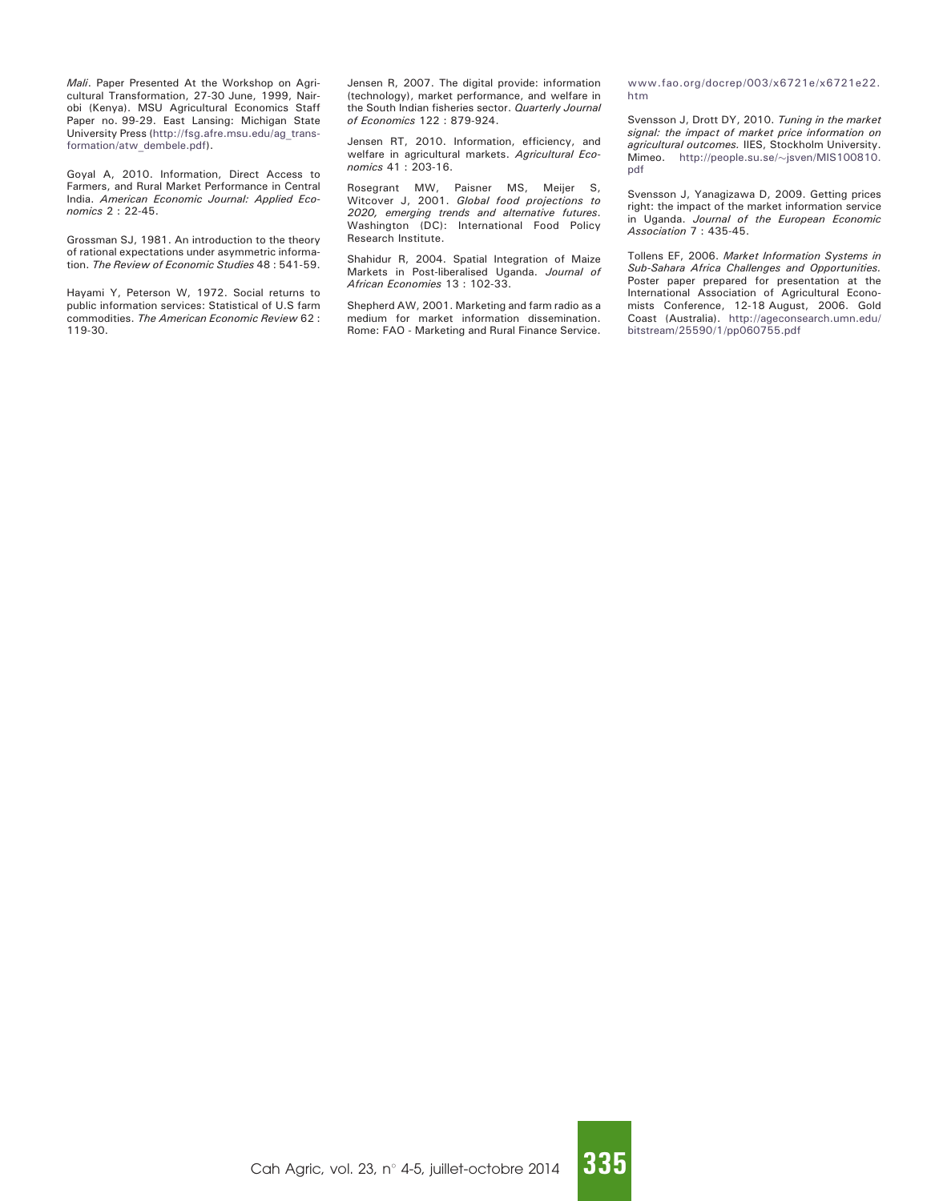*Mali*. Paper Presented At the Workshop on Agricultural Transformation, 27-30 June, 1999, Nairobi (Kenya). MSU Agricultural Economics Staff Paper no. 99-29. East Lansing: Michigan State University Press (http://fsg.afre.msu.edu/ag_transformation/atw_dembele.pdf).

Goyal A, 2010. Information, Direct Access to Farmers, and Rural Market Performance in Central India. *American Economic Journal: Applied Economics* 2 : 22-45.

Grossman SJ, 1981. An introduction to the theory of rational expectations under asymmetric information. *The Review of Economic Studies* 48 : 541-59.

Hayami Y, Peterson W, 1972. Social returns to public information services: Statistical of U.S farm commodities. *The American Economic Review* 62 : 119-30.

Jensen R, 2007. The digital provide: information (technology), market performance, and welfare in the South Indian fisheries sector. *Quarterly Journal of Economics* 122 : 879-924.

Jensen RT, 2010. Information, efficiency, and welfare in agricultural markets. *Agricultural Economics* 41 : 203-16.

Rosegrant MW, Paisner MS, Meijer S, Witcover J, 2001. *Global food projections to 2020, emerging trends and alternative futures*. Washington (DC): International Food Policy Research Institute.

Shahidur R, 2004. Spatial Integration of Maize Markets in Post-liberalised Uganda. *Journal of African Economies* 13 : 102-33.

Shepherd AW, 2001. Marketing and farm radio as a medium for market information dissemination. Rome: FAO - Marketing and Rural Finance Service. www.fao.org/docrep/003/x6721e/x6721e22.htm

Svensson J, Drott DY, 2010. *Tuning in the market signal: the impact of market price information on agricultural outcomes.* IIES, Stockholm University. Mimeo. http://people.su.se/~jsven/MIS100810.pdf

Svensson J, Yanagizawa D, 2009. Getting prices right: the impact of the market information service in Uganda. *Journal of the European Economic Association* 7 : 435-45.

Tollens EF, 2006. *Market Information Systems in Sub-Sahara Africa Challenges and Opportunities.* Poster paper prepared for presentation at the International Association of Agricultural Economists Conference, 12-18 August, 2006. Gold Coast (Australia). http://ageconsearch.umn.edu/bitstream/25590/1/pp060755.pdf